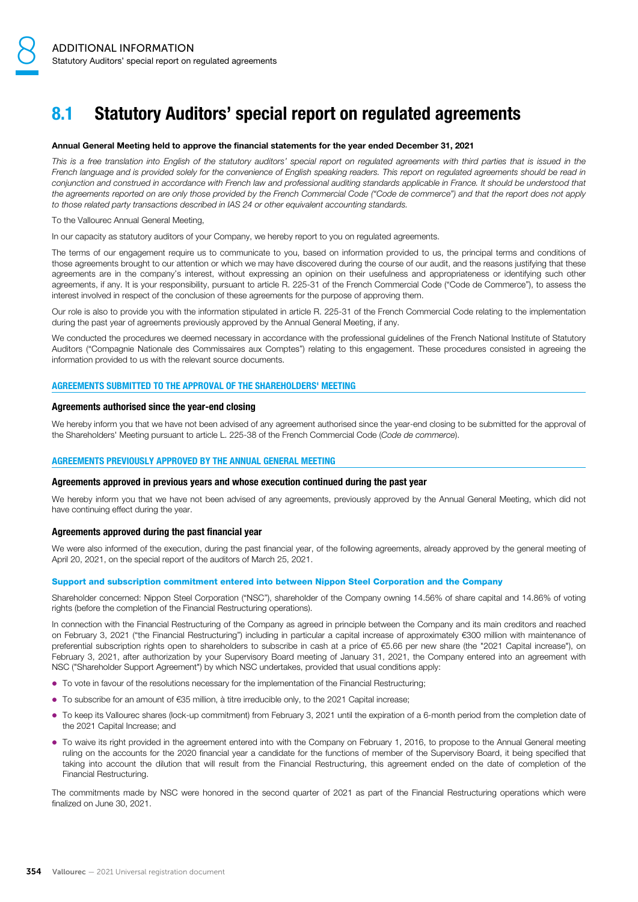# 8.1 Statutory Auditors' special report on regulated agreements

**Annual General Meeting held to approve the financial statements for the year ended December 31, 2021**

*This is a free translation into English of the statutory auditors' special report on regulated agreements with third parties that is issued in the French language and is provided solely for the convenience of English speaking readers. This report on regulated agreements should be read in conjunction and construed in accordance with French law and professional auditing standards applicable in France. It should be understood that the agreements reported on are only those provided by the French Commercial Code ("Code de commerce") and that the report does not apply to those related party transactions described in IAS 24 or other equivalent accounting standards.*

To the Vallourec Annual General Meeting,

In our capacity as statutory auditors of your Company, we hereby report to you on regulated agreements.

The terms of our engagement require us to communicate to you, based on information provided to us, the principal terms and conditions of those agreements brought to our attention or which we may have discovered during the course of our audit, and the reasons justifying that these agreements are in the company's interest, without expressing an opinion on their usefulness and appropriateness or identifying such other agreements, if any. It is your responsibility, pursuant to article R. 225-31 of the French Commercial Code ("Code de Commerce"), to assess the interest involved in respect of the conclusion of these agreements for the purpose of approving them.

Our role is also to provide you with the information stipulated in article R. 225-31 of the French Commercial Code relating to the implementation during the past year of agreements previously approved by the Annual General Meeting, if any.

We conducted the procedures we deemed necessary in accordance with the professional guidelines of the French National Institute of Statutory Auditors ("Compagnie Nationale des Commissaires aux Comptes") relating to this engagement. These procedures consisted in agreeing the information provided to us with the relevant source documents.

## AGREEMENTS SUBMITTED TO THE APPROVAL OF THE SHAREHOLDERS' MEETING

### Agreements authorised since the year-end closing

We hereby inform you that we have not been advised of any agreement authorised since the year-end closing to be submitted for the approval of the Shareholders' Meeting pursuant to article L. 225-38 of the French Commercial Code (*Code de commerce*).

## AGREEMENTS PREVIOUSLY APPROVED BY THE ANNUAL GENERAL MEETING

### Agreements approved in previous years and whose execution continued during the past year

We hereby inform you that we have not been advised of any agreements, previously approved by the Annual General Meeting, which did not have continuing effect during the year.

### Agreements approved during the past financial year

We were also informed of the execution, during the past financial year, of the following agreements, already approved by the general meeting of April 20, 2021, on the special report of the auditors of March 25, 2021.

#### Support and subscription commitment entered into between Nippon Steel Corporation and the Company

Shareholder concerned: Nippon Steel Corporation ("NSC"), shareholder of the Company owning 14.56% of share capital and 14.86% of voting rights (before the completion of the Financial Restructuring operations).

In connection with the Financial Restructuring of the Company as agreed in principle between the Company and its main creditors and reached on February 3, 2021 ("the Financial Restructuring") including in particular a capital increase of approximately €300 million with maintenance of preferential subscription rights open to shareholders to subscribe in cash at a price of €5.66 per new share (the "2021 Capital increase"), on February 3, 2021, after authorization by your Supervisory Board meeting of January 31, 2021, the Company entered into an agreement with NSC ("Shareholder Support Agreement") by which NSC undertakes, provided that usual conditions apply:

- To vote in favour of the resolutions necessary for the implementation of the Financial Restructuring;
- To subscribe for an amount of €35 million, à titre irreducible only, to the 2021 Capital increase;
- To keep its Vallourec shares (lock-up commitment) from February 3, 2021 until the expiration of a 6-month period from the completion date of the 2021 Capital Increase; and
- To waive its right provided in the agreement entered into with the Company on February 1, 2016, to propose to the Annual General meeting ruling on the accounts for the 2020 financial year a candidate for the functions of member of the Supervisory Board, it being specified that taking into account the dilution that will result from the Financial Restructuring, this agreement ended on the date of completion of the Financial Restructuring.

The commitments made by NSC were honored in the second quarter of 2021 as part of the Financial Restructuring operations which were finalized on June 30, 2021.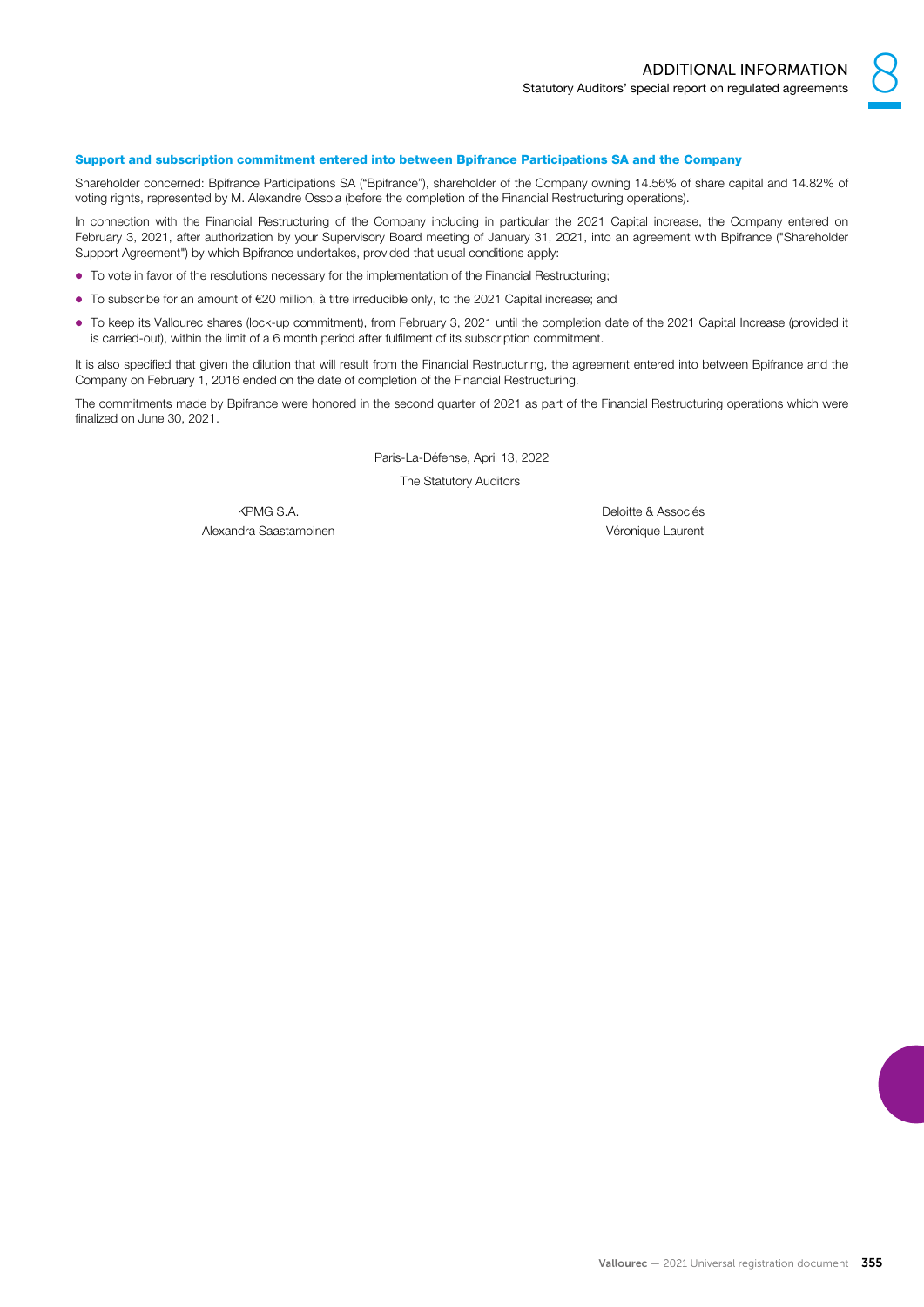### Support and subscription commitment entered into between Bpifrance Participations SA and the Company

Shareholder concerned: Bpifrance Participations SA ("Bpifrance"), shareholder of the Company owning 14.56% of share capital and 14.82% of voting rights, represented by M. Alexandre Ossola (before the completion of the Financial Restructuring operations).

In connection with the Financial Restructuring of the Company including in particular the 2021 Capital increase, the Company entered on February 3, 2021, after authorization by your Supervisory Board meeting of January 31, 2021, into an agreement with Bpifrance ("Shareholder Support Agreement") by which Bpifrance undertakes, provided that usual conditions apply:

- To vote in favor of the resolutions necessary for the implementation of the Financial Restructuring;
- To subscribe for an amount of €20 million, à titre irreducible only, to the 2021 Capital increase; and
- To keep its Vallourec shares (lock-up commitment), from February 3, 2021 until the completion date of the 2021 Capital Increase (provided it is carried-out), within the limit of a 6 month period after fulfilment of its subscription commitment.

It is also specified that given the dilution that will result from the Financial Restructuring, the agreement entered into between Bpifrance and the Company on February 1, 2016 ended on the date of completion of the Financial Restructuring.

The commitments made by Bpifrance were honored in the second quarter of 2021 as part of the Financial Restructuring operations which were finalized on June 30, 2021.

Paris-La-Défense, April 13, 2022

The Statutory Auditors

KPMG S.A.
Alexandra Saastamoinen

Deloitte & Associés
Véronique Laurent